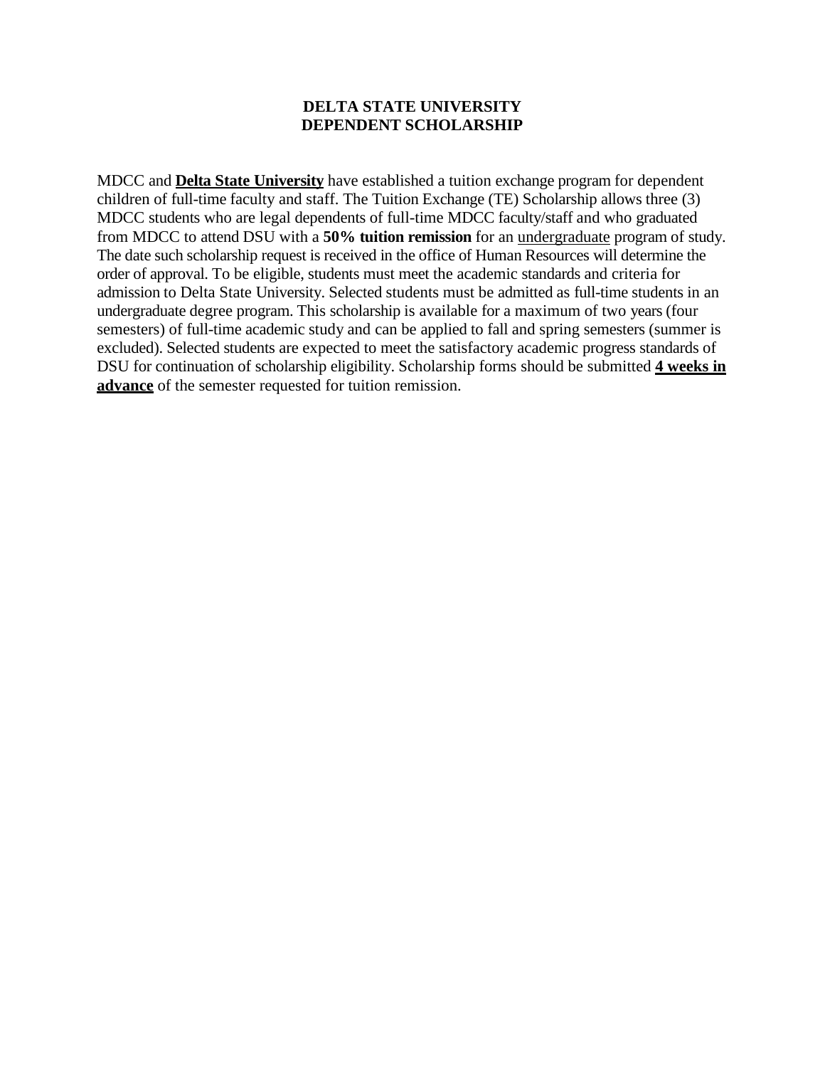# DELTA STATE UNIVERSITY
# DEPENDENT SCHOLARSHIP

MDCC and **Delta State University** have established a tuition exchange program for dependent children of full-time faculty and staff. The Tuition Exchange (TE) Scholarship allows three (3) MDCC students who are legal dependents of full-time MDCC faculty/staff and who graduated from MDCC to attend DSU with a **50% tuition remission** for an undergraduate program of study. The date such scholarship request is received in the office of Human Resources will determine the order of approval. To be eligible, students must meet the academic standards and criteria for admission to Delta State University. Selected students must be admitted as full-time students in an undergraduate degree program. This scholarship is available for a maximum of two years (four semesters) of full-time academic study and can be applied to fall and spring semesters (summer is excluded). Selected students are expected to meet the satisfactory academic progress standards of DSU for continuation of scholarship eligibility. Scholarship forms should be submitted **4 weeks in advance** of the semester requested for tuition remission.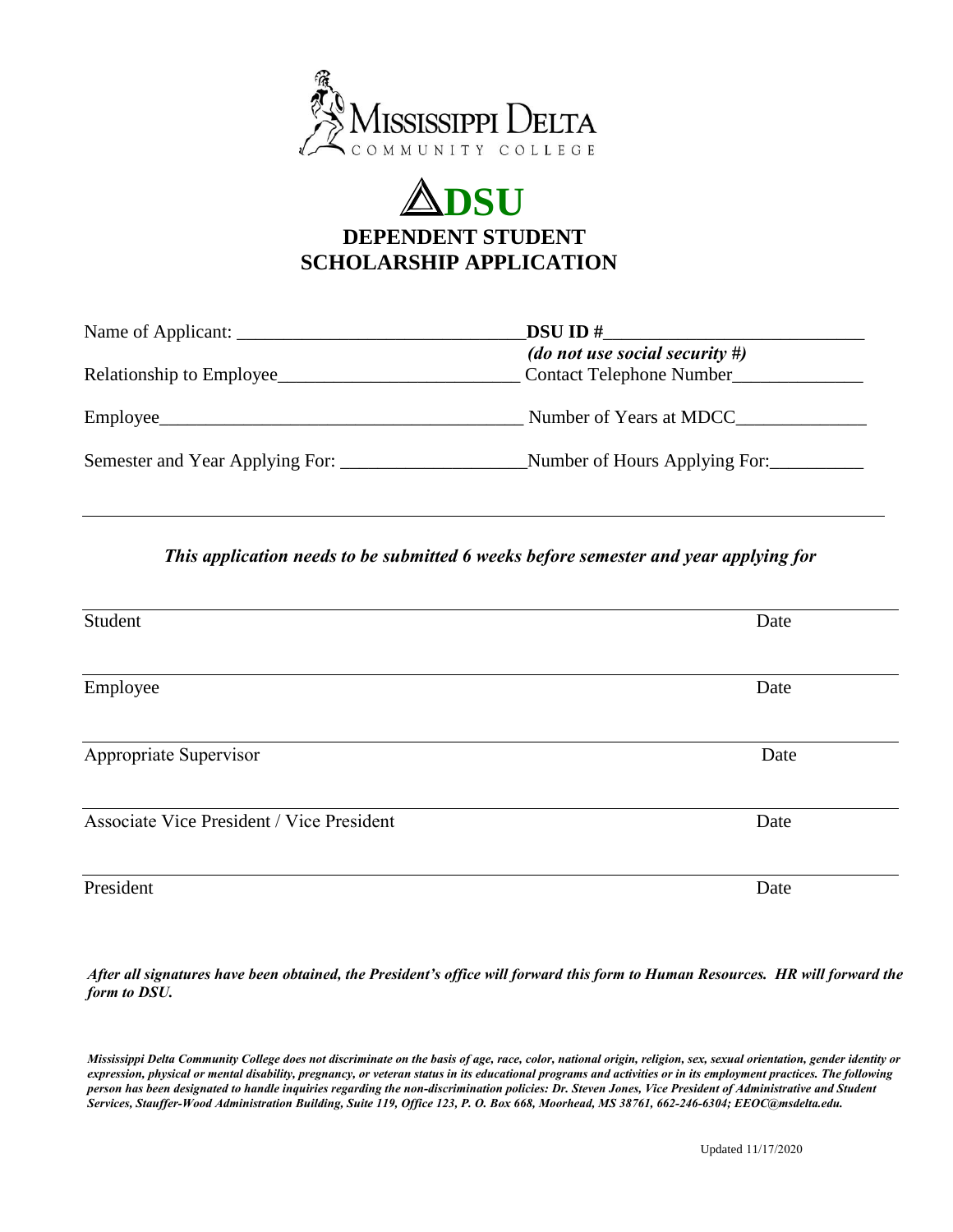MISSISSIPPI DELTA COMMUNITY COLLEGE

# DSU

## DEPENDENT STUDENT SCHOLARSHIP APPLICATION

Name of Applicant: _______________________________ **DSU ID #**___________________________

*(do not use social security #)*

Relationship to Employee_________________________ Contact Telephone Number______________

Employee______________________________________ Number of Years at MDCC______________

Semester and Year Applying For: ___________________ Number of Hours Applying For:__________

---

***This application needs to be submitted 6 weeks before semester and year applying for***

| | |
|---|---|
| Student | Date |
| Employee | Date |
| Appropriate Supervisor | Date |
| Associate Vice President / Vice President | Date |
| President | Date |

***After all signatures have been obtained, the President's office will forward this form to Human Resources. HR will forward the form to DSU.***

***Mississippi Delta Community College does not discriminate on the basis of age, race, color, national origin, religion, sex, sexual orientation, gender identity or expression, physical or mental disability, pregnancy, or veteran status in its educational programs and activities or in its employment practices. The following person has been designated to handle inquiries regarding the non-discrimination policies: Dr. Steven Jones, Vice President of Administrative and Student Services, Stauffer-Wood Administration Building, Suite 119, Office 123, P. O. Box 668, Moorhead, MS 38761, 662-246-6304; EEOC@msdelta.edu.***

Updated 11/17/2020